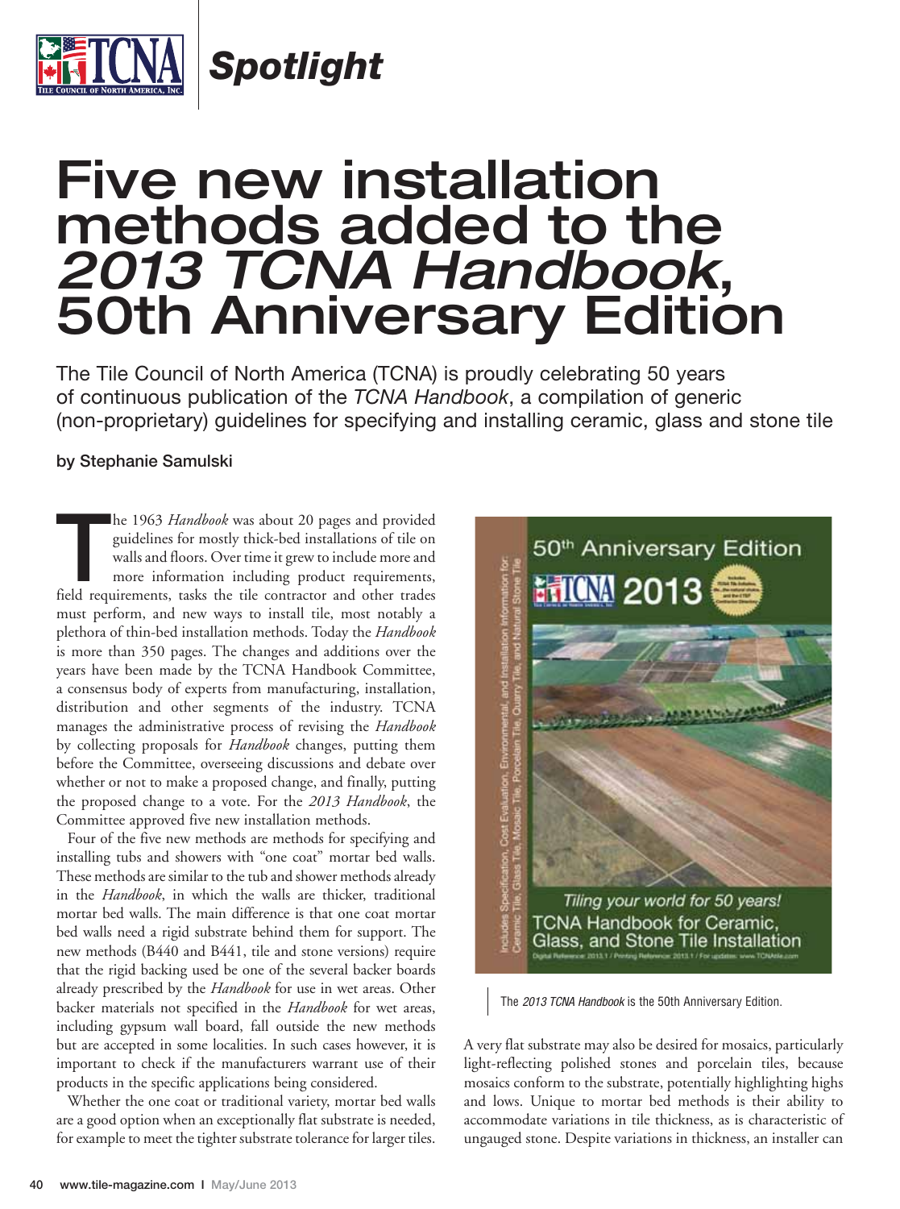*Spotlight*

# Five new installation methods added to the *2013 TCNA Handbook*, 50th Anniversary Edition

The Tile Council of North America (TCNA) is proudly celebrating 50 years of continuous publication of the *TCNA Handbook*, a compilation of generic (non-proprietary) guidelines for specifying and installing ceramic, glass and stone tile

**by Stephanie Samulski**

The 1963 *Handbook* was about 20 pages and provided guidelines for mostly thick-bed installations of tile on walls and floors. Over time it grew to include more and more information including product requirements, field requirements, tasks the tile contractor and other trades must perform, and new ways to install tile, most notably a plethora of thin-bed installation methods. Today the *Handbook* is more than 350 pages. The changes and additions over the years have been made by the TCNA Handbook Committee, a consensus body of experts from manufacturing, installation, distribution and other segments of the industry. TCNA manages the administrative process of revising the *Handbook* by collecting proposals for *Handbook* changes, putting them before the Committee, overseeing discussions and debate over whether or not to make a proposed change, and finally, putting the proposed change to a vote. For the *2013 Handbook*, the Committee approved five new installation methods.

Four of the five new methods are methods for specifying and installing tubs and showers with "one coat" mortar bed walls. These methods are similar to the tub and shower methods already in the *Handbook*, in which the walls are thicker, traditional mortar bed walls. The main difference is that one coat mortar bed walls need a rigid substrate behind them for support. The new methods (B440 and B441, tile and stone versions) require that the rigid backing used be one of the several backer boards already prescribed by the *Handbook* for use in wet areas. Other backer materials not specified in the *Handbook* for wet areas, including gypsum wall board, fall outside the new methods but are accepted in some localities. In such cases however, it is important to check if the manufacturers warrant use of their products in the specific applications being considered.

Whether the one coat or traditional variety, mortar bed walls are a good option when an exceptionally flat substrate is needed, for example to meet the tighter substrate tolerance for larger tiles. A very flat substrate may also be desired for mosaics, particularly light-reflecting polished stones and porcelain tiles, because mosaics conform to the substrate, potentially highlighting highs and lows. Unique to mortar bed methods is their ability to accommodate variations in tile thickness, as is characteristic of ungauged stone. Despite variations in thickness, an installer can

The *2013 TCNA Handbook* is the 50th Anniversary Edition.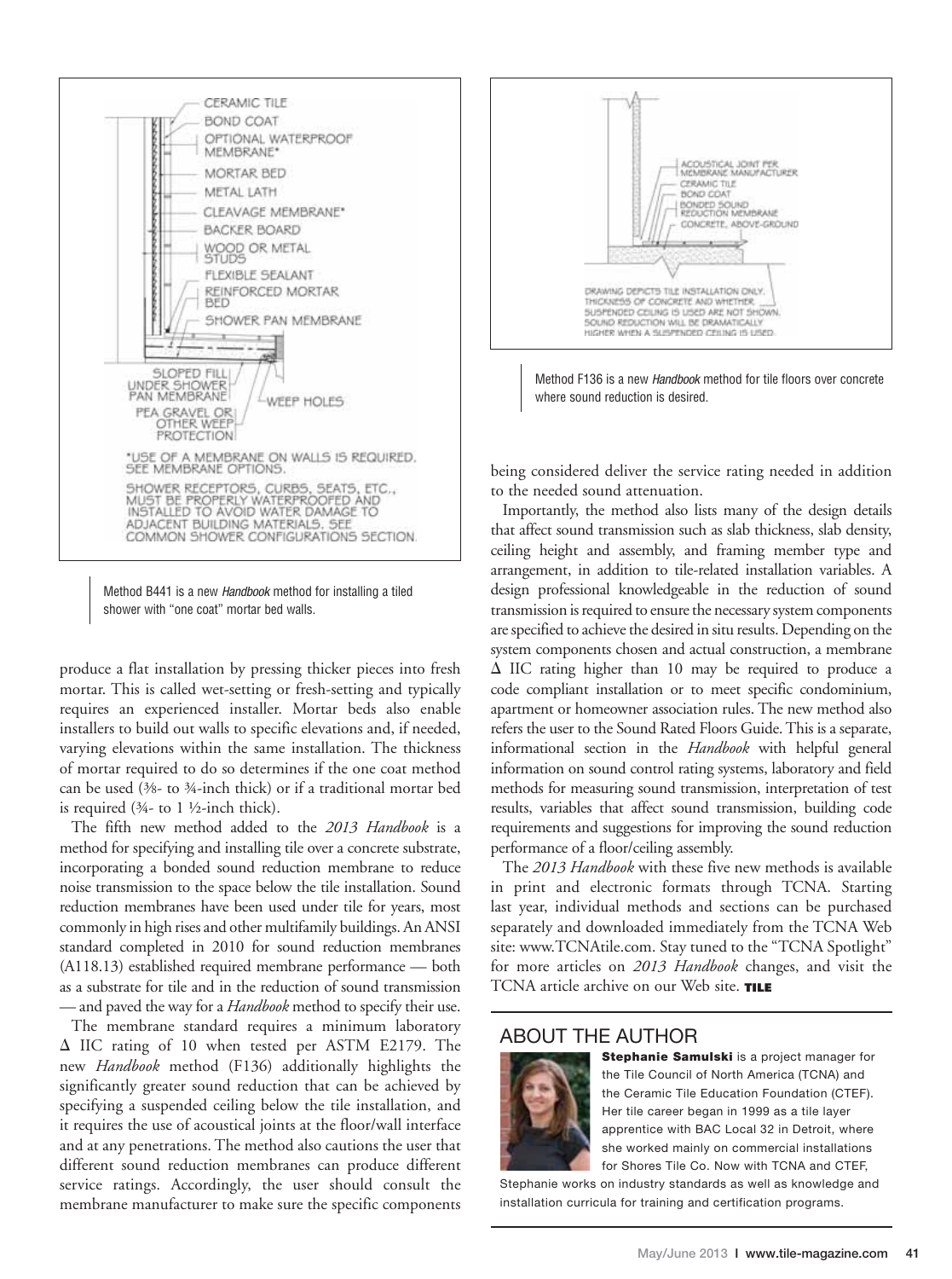CERAMIC TILE
BOND COAT
OPTIONAL WATERPROOF MEMBRANE*
MORTAR BED
METAL LATH
CLEAVAGE MEMBRANE*
BACKER BOARD
WOOD OR METAL STUDS
FLEXIBLE SEALANT
REINFORCED MORTAR BED
SHOWER PAN MEMBRANE
SLOPED FILL UNDER SHOWER PAN MEMBRANE
WEEP HOLES
PEA GRAVEL OR OTHER WEEP PROTECTION

*USE OF A MEMBRANE ON WALLS IS REQUIRED. SEE MEMBRANE OPTIONS.

SHOWER RECEPTORS, CURBS, SEATS, ETC., MUST BE PROPERLY WATERPROOFED AND INSTALLED TO AVOID WATER DAMAGE TO ADJACENT BUILDING MATERIALS. SEE COMMON SHOWER CONFIGURATIONS SECTION.

Method B441 is a new *Handbook* method for installing a tiled shower with "one coat" mortar bed walls.

ACOUSTICAL JOINT PER MEMBRANE MANUFACTURER
CERAMIC TILE
BOND COAT
BONDED SOUND REDUCTION MEMBRANE
CONCRETE, ABOVE-GROUND

DRAWING DEPICTS TILE INSTALLATION ONLY. THICKNESS OF CONCRETE AND WHETHER SUSPENDED CEILING IS USED ARE NOT SHOWN. SOUND REDUCTION WILL BE DRAMATICALLY HIGHER WHEN A SUSPENDED CEILING IS USED.

Method F136 is a new *Handbook* method for tile floors over concrete where sound reduction is desired.

produce a flat installation by pressing thicker pieces into fresh mortar. This is called wet-setting or fresh-setting and typically requires an experienced installer. Mortar beds also enable installers to build out walls to specific elevations and, if needed, varying elevations within the same installation. The thickness of mortar required to do so determines if the one coat method can be used (⅜- to ¾-inch thick) or if a traditional mortar bed is required (¾- to 1 ½-inch thick).

The fifth new method added to the *2013 Handbook* is a method for specifying and installing tile over a concrete substrate, incorporating a bonded sound reduction membrane to reduce noise transmission to the space below the tile installation. Sound reduction membranes have been used under tile for years, most commonly in high rises and other multifamily buildings. An ANSI standard completed in 2010 for sound reduction membranes (A118.13) established required membrane performance — both as a substrate for tile and in the reduction of sound transmission — and paved the way for a *Handbook* method to specify their use.

The membrane standard requires a minimum laboratory Δ IIC rating of 10 when tested per ASTM E2179. The new *Handbook* method (F136) additionally highlights the significantly greater sound reduction that can be achieved by specifying a suspended ceiling below the tile installation, and it requires the use of acoustical joints at the floor/wall interface and at any penetrations. The method also cautions the user that different sound reduction membranes can produce different service ratings. Accordingly, the user should consult the membrane manufacturer to make sure the specific components being considered deliver the service rating needed in addition to the needed sound attenuation.

Importantly, the method also lists many of the design details that affect sound transmission such as slab thickness, slab density, ceiling height and assembly, and framing member type and arrangement, in addition to tile-related installation variables. A design professional knowledgeable in the reduction of sound transmission is required to ensure the necessary system components are specified to achieve the desired in situ results. Depending on the system components chosen and actual construction, a membrane Δ IIC rating higher than 10 may be required to produce a code compliant installation or to meet specific condominium, apartment or homeowner association rules. The new method also refers the user to the Sound Rated Floors Guide. This is a separate, informational section in the *Handbook* with helpful general information on sound control rating systems, laboratory and field methods for measuring sound transmission, interpretation of test results, variables that affect sound transmission, building code requirements and suggestions for improving the sound reduction performance of a floor/ceiling assembly.

The *2013 Handbook* with these five new methods is available in print and electronic formats through TCNA. Starting last year, individual methods and sections can be purchased separately and downloaded immediately from the TCNA Web site: www.TCNAtile.com. Stay tuned to the "TCNA Spotlight" for more articles on *2013 Handbook* changes, and visit the TCNA article archive on our Web site. **TILE**

## ABOUT THE AUTHOR

**Stephanie Samulski** is a project manager for the Tile Council of North America (TCNA) and the Ceramic Tile Education Foundation (CTEF). Her tile career began in 1999 as a tile layer apprentice with BAC Local 32 in Detroit, where she worked mainly on commercial installations for Shores Tile Co. Now with TCNA and CTEF, Stephanie works on industry standards as well as knowledge and installation curricula for training and certification programs.